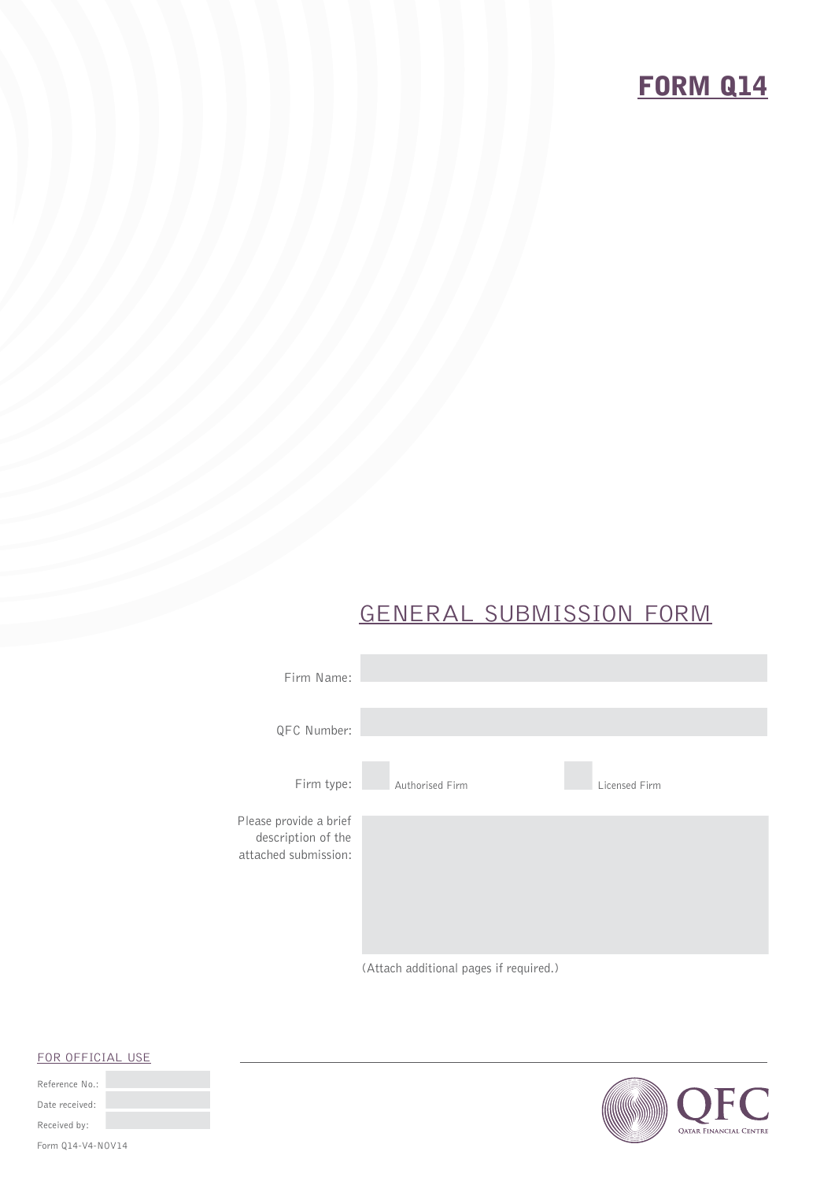# FORM Q14

## GENERAL SUBMISSION FORM

Firm Name:

QFC Number:

Firm type: ☐ Authorised Firm ☐ Licensed Firm

Please provide a brief description of the attached submission:

(Attach additional pages if required.)

FOR OFFICIAL USE

Reference No.:

Date received:

Received by:

Form Q14-V4-NOV14

QFC
Qatar Financial Centre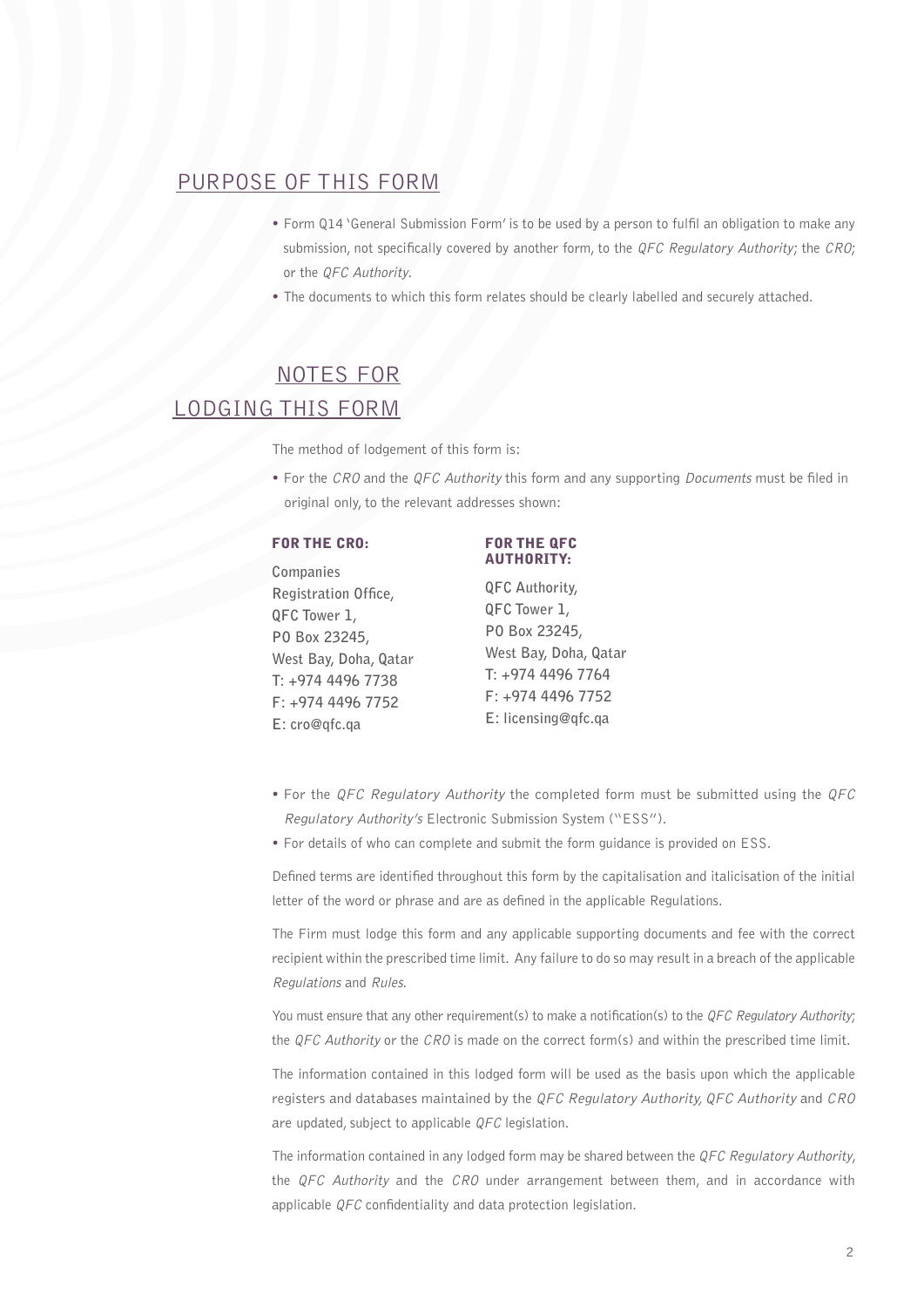## PURPOSE OF THIS FORM

- Form Q14 'General Submission Form' is to be used by a person to fulfil an obligation to make any submission, not specifically covered by another form, to the *QFC Regulatory Authority*; the *CRO*; or the *QFC Authority*.
- The documents to which this form relates should be clearly labelled and securely attached.

## NOTES FOR LODGING THIS FORM

The method of lodgement of this form is:

- For the *CRO* and the *QFC Authority* this form and any supporting *Documents* must be filed in original only, to the relevant addresses shown:

**FOR THE CRO:**

**Companies Registration Office,**
**QFC Tower 1,**
**PO Box 23245,**
**West Bay, Doha, Qatar**
**T: +974 4496 7738**
**F: +974 4496 7752**
**E: cro@qfc.qa**

**FOR THE QFC AUTHORITY:**

**QFC Authority,**
**QFC Tower 1,**
**PO Box 23245,**
**West Bay, Doha, Qatar**
**T: +974 4496 7764**
**F: +974 4496 7752**
**E: licensing@qfc.qa**

- For the *QFC Regulatory Authority* the completed form must be submitted using the *QFC Regulatory Authority's* Electronic Submission System ("ESS").
- For details of who can complete and submit the form guidance is provided on ESS.

Defined terms are identified throughout this form by the capitalisation and italicisation of the initial letter of the word or phrase and are as defined in the applicable Regulations.

The Firm must lodge this form and any applicable supporting documents and fee with the correct recipient within the prescribed time limit. Any failure to do so may result in a breach of the applicable *Regulations* and *Rules*.

You must ensure that any other requirement(s) to make a notification(s) to the *QFC Regulatory Authority*; the *QFC Authority* or the *CRO* is made on the correct form(s) and within the prescribed time limit.

The information contained in this lodged form will be used as the basis upon which the applicable registers and databases maintained by the *QFC Regulatory Authority, QFC Authority* and *CRO* are updated, subject to applicable *QFC* legislation.

The information contained in any lodged form may be shared between the *QFC Regulatory Authority*, the *QFC Authority* and the *CRO* under arrangement between them, and in accordance with applicable *QFC* confidentiality and data protection legislation.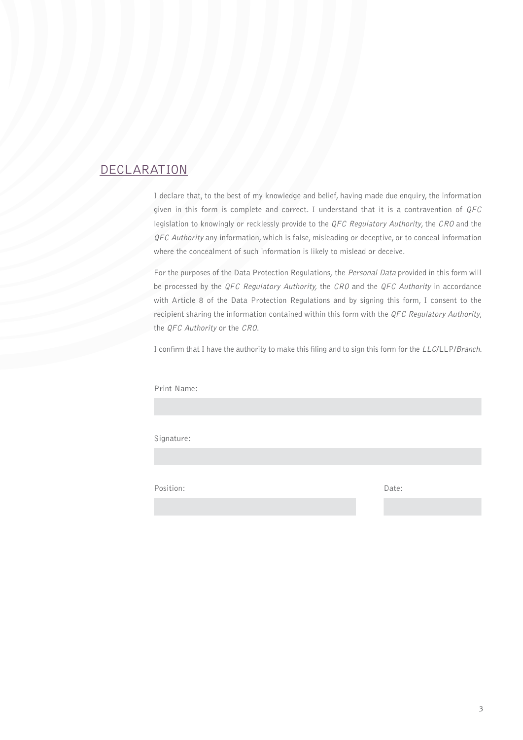## DECLARATION

I declare that, to the best of my knowledge and belief, having made due enquiry, the information given in this form is complete and correct. I understand that it is a contravention of *QFC* legislation to knowingly or recklessly provide to the *QFC Regulatory Authority*, the *CRO* and the *QFC Authority* any information, which is false, misleading or deceptive, or to conceal information where the concealment of such information is likely to mislead or deceive.

For the purposes of the Data Protection Regulations, the *Personal Data* provided in this form will be processed by the *QFC Regulatory Authority,* the *CRO* and the *QFC Authority* in accordance with Article 8 of the Data Protection Regulations and by signing this form, I consent to the recipient sharing the information contained within this form with the *QFC Regulatory Authority*, the *QFC Authority* or the *CRO*.

I confirm that I have the authority to make this filing and to sign this form for the *LLC*/LLP/*Branch*.

Print Name:

Signature:

Position:

Date: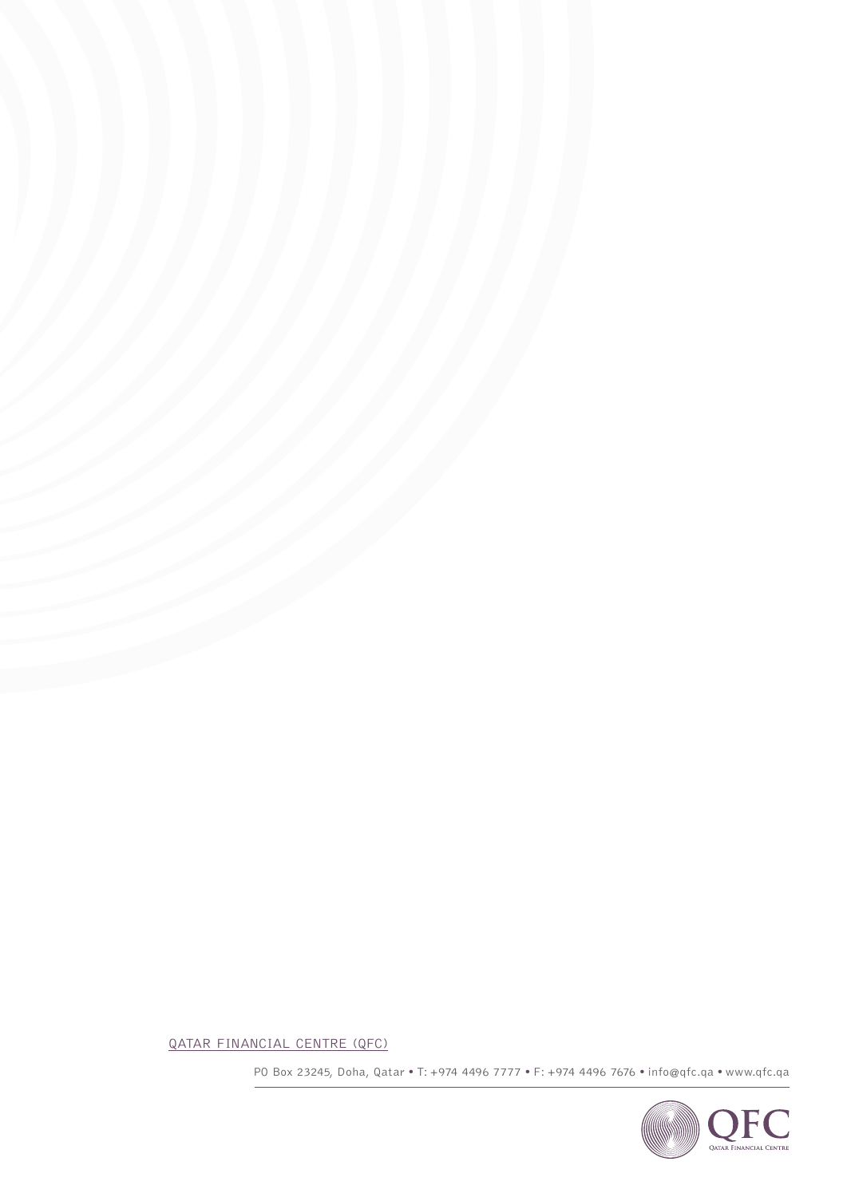QATAR FINANCIAL CENTRE (QFC)

PO Box 23245, Doha, Qatar • T: +974 4496 7777 • F: +974 4496 7676 • info@qfc.qa • www.qfc.qa

QFC
QATAR FINANCIAL CENTRE